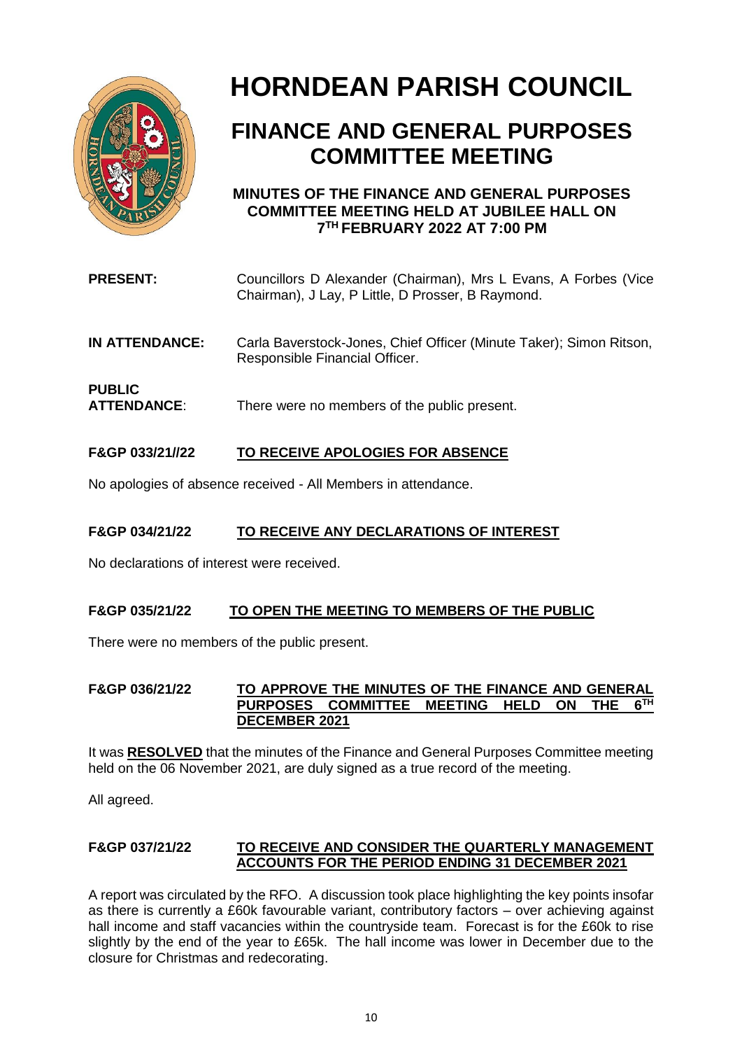# HORNDEAN PARISH COUNCIL

## FINANCE AND GENERAL PURPOSES COMMITTEE MEETING

### MINUTES OF THE FINANCE AND GENERAL PURPOSES COMMITTEE MEETING HELD AT JUBILEE HALL ON 7TH FEBRUARY 2022 AT 7:00 PM

**PRESENT:** Councillors D Alexander (Chairman), Mrs L Evans, A Forbes (Vice Chairman), J Lay, P Little, D Prosser, B Raymond.

**IN ATTENDANCE:** Carla Baverstock-Jones, Chief Officer (Minute Taker); Simon Ritson, Responsible Financial Officer.

**PUBLIC ATTENDANCE**: There were no members of the public present.

**F&GP 033/21//22 TO RECEIVE APOLOGIES FOR ABSENCE**

No apologies of absence received - All Members in attendance.

**F&GP 034/21/22 TO RECEIVE ANY DECLARATIONS OF INTEREST**

No declarations of interest were received.

**F&GP 035/21/22 TO OPEN THE MEETING TO MEMBERS OF THE PUBLIC**

There were no members of the public present.

**F&GP 036/21/22 TO APPROVE THE MINUTES OF THE FINANCE AND GENERAL PURPOSES COMMITTEE MEETING HELD ON THE 6TH DECEMBER 2021**

It was **RESOLVED** that the minutes of the Finance and General Purposes Committee meeting held on the 06 November 2021, are duly signed as a true record of the meeting.

All agreed.

**F&GP 037/21/22 TO RECEIVE AND CONSIDER THE QUARTERLY MANAGEMENT ACCOUNTS FOR THE PERIOD ENDING 31 DECEMBER 2021**

A report was circulated by the RFO. A discussion took place highlighting the key points insofar as there is currently a £60k favourable variant, contributory factors – over achieving against hall income and staff vacancies within the countryside team. Forecast is for the £60k to rise slightly by the end of the year to £65k. The hall income was lower in December due to the closure for Christmas and redecorating.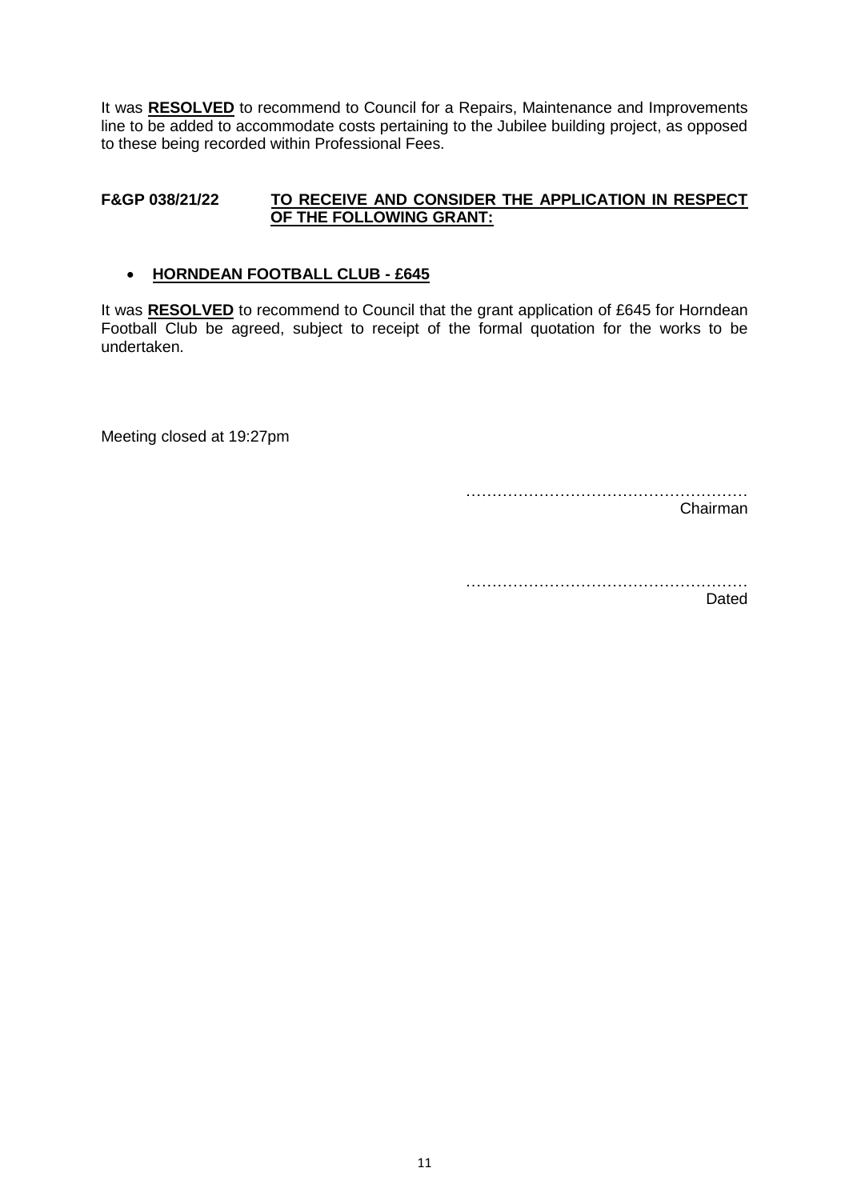It was **RESOLVED** to recommend to Council for a Repairs, Maintenance and Improvements line to be added to accommodate costs pertaining to the Jubilee building project, as opposed to these being recorded within Professional Fees.

**F&GP 038/21/22 TO RECEIVE AND CONSIDER THE APPLICATION IN RESPECT OF THE FOLLOWING GRANT:**

- **HORNDEAN FOOTBALL CLUB - £645**

It was **RESOLVED** to recommend to Council that the grant application of £645 for Horndean Football Club be agreed, subject to receipt of the formal quotation for the works to be undertaken.

Meeting closed at 19:27pm

………………………………………………
Chairman

………………………………………………
Dated